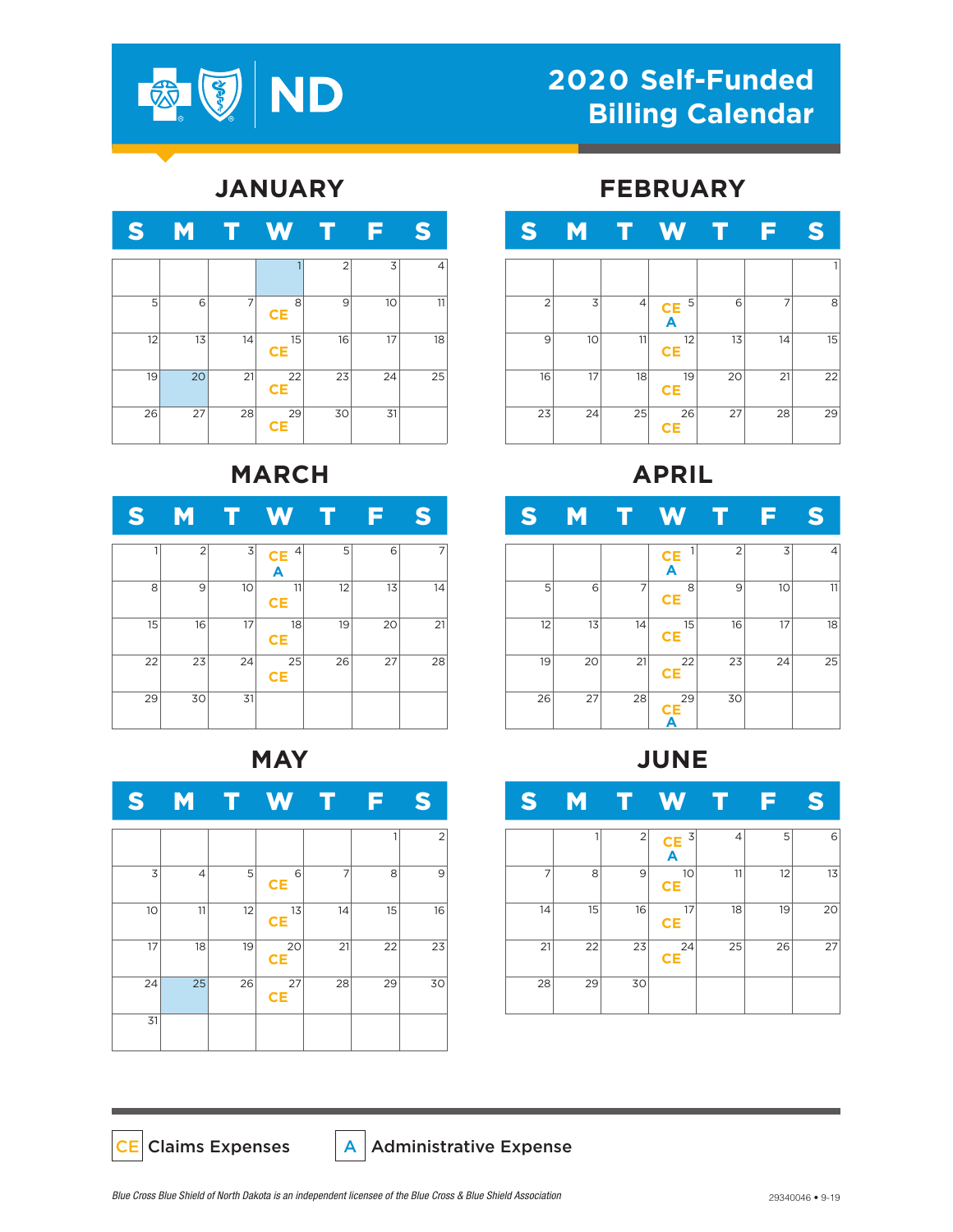# 2020 Self-Funded Billing Calendar

ND

## JANUARY

| S | M | T | W | T | F | S |
|---|---|---|---|---|---|---|
| | | | 1 | 2 | 3 | 4 |
| 5 | 6 | 7 | 8 CE | 9 | 10 | 11 |
| 12 | 13 | 14 | 15 CE | 16 | 17 | 18 |
| 19 | 20 | 21 | 22 CE | 23 | 24 | 25 |
| 26 | 27 | 28 | 29 CE | 30 | 31 | |

## FEBRUARY

| S | M | T | W | T | F | S |
|---|---|---|---|---|---|---|
| | | | | | | 1 |
| 2 | 3 | 4 | 5 CE A | 6 | 7 | 8 |
| 9 | 10 | 11 | 12 CE | 13 | 14 | 15 |
| 16 | 17 | 18 | 19 CE | 20 | 21 | 22 |
| 23 | 24 | 25 | 26 CE | 27 | 28 | 29 |

## MARCH

| S | M | T | W | T | F | S |
|---|---|---|---|---|---|---|
| 1 | 2 | 3 | 4 CE A | 5 | 6 | 7 |
| 8 | 9 | 10 | 11 CE | 12 | 13 | 14 |
| 15 | 16 | 17 | 18 CE | 19 | 20 | 21 |
| 22 | 23 | 24 | 25 CE | 26 | 27 | 28 |
| 29 | 30 | 31 | | | | |

## APRIL

| S | M | T | W | T | F | S |
|---|---|---|---|---|---|---|
| | | | 1 CE A | 2 | 3 | 4 |
| 5 | 6 | 7 | 8 CE | 9 | 10 | 11 |
| 12 | 13 | 14 | 15 CE | 16 | 17 | 18 |
| 19 | 20 | 21 | 22 CE | 23 | 24 | 25 |
| 26 | 27 | 28 | 29 CE A | 30 | | |

## MAY

| S | M | T | W | T | F | S |
|---|---|---|---|---|---|---|
| | | | | | 1 | 2 |
| 3 | 4 | 5 | 6 CE | 7 | 8 | 9 |
| 10 | 11 | 12 | 13 CE | 14 | 15 | 16 |
| 17 | 18 | 19 | 20 CE | 21 | 22 | 23 |
| 24 | 25 | 26 | 27 CE | 28 | 29 | 30 |
| 31 | | | | | | |

## JUNE

| S | M | T | W | T | F | S |
|---|---|---|---|---|---|---|
| | 1 | 2 | 3 CE A | 4 | 5 | 6 |
| 7 | 8 | 9 | 10 CE | 11 | 12 | 13 |
| 14 | 15 | 16 | 17 CE | 18 | 19 | 20 |
| 21 | 22 | 23 | 24 CE | 25 | 26 | 27 |
| 28 | 29 | 30 | | | | |

CE Claims Expenses

A Administrative Expense

*Blue Cross Blue Shield of North Dakota is an independent licensee of the Blue Cross & Blue Shield Association*

29340046 • 9-19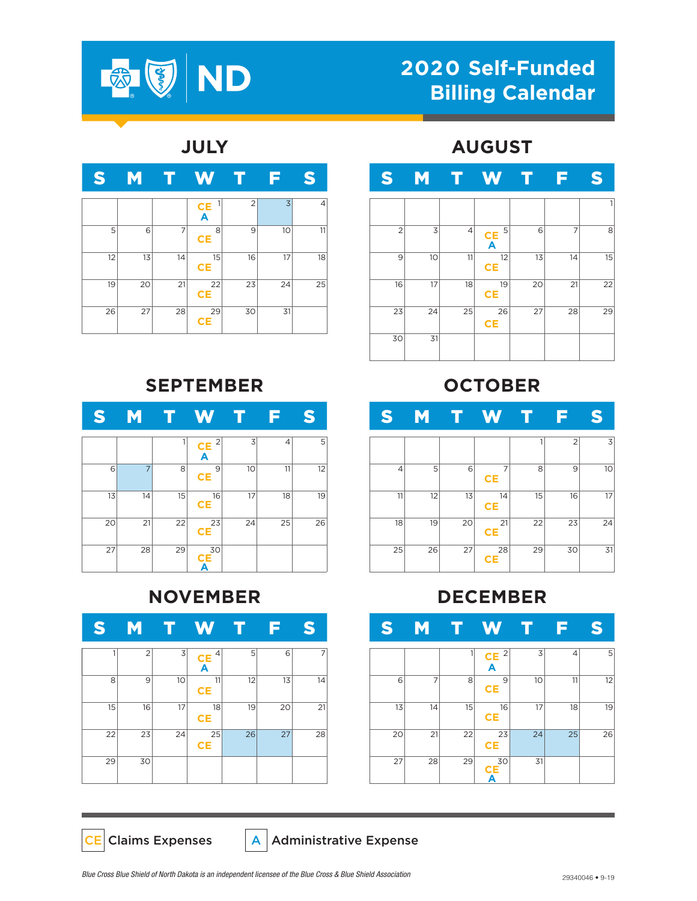# 2020 Self-Funded Billing Calendar

## JULY

| S | M | T | W | T | F | S |
|---|---|---|---|---|---|---|
| | | | 1 CE A | 2 | 3 | 4 |
| 5 | 6 | 7 | 8 CE | 9 | 10 | 11 |
| 12 | 13 | 14 | 15 CE | 16 | 17 | 18 |
| 19 | 20 | 21 | 22 CE | 23 | 24 | 25 |
| 26 | 27 | 28 | 29 CE | 30 | 31 | |

## AUGUST

| S | M | T | W | T | F | S |
|---|---|---|---|---|---|---|
| | | | | | | 1 |
| 2 | 3 | 4 | 5 CE A | 6 | 7 | 8 |
| 9 | 10 | 11 | 12 CE | 13 | 14 | 15 |
| 16 | 17 | 18 | 19 CE | 20 | 21 | 22 |
| 23 | 24 | 25 | 26 CE | 27 | 28 | 29 |
| 30 | 31 | | | | | |

## SEPTEMBER

| S | M | T | W | T | F | S |
|---|---|---|---|---|---|---|
| | | 1 | 2 CE A | 3 | 4 | 5 |
| 6 | 7 | 8 | 9 CE | 10 | 11 | 12 |
| 13 | 14 | 15 | 16 CE | 17 | 18 | 19 |
| 20 | 21 | 22 | 23 CE | 24 | 25 | 26 |
| 27 | 28 | 29 | 30 CE A | | | |

## OCTOBER

| S | M | T | W | T | F | S |
|---|---|---|---|---|---|---|
| | | | | 1 | 2 | 3 |
| 4 | 5 | 6 | 7 CE | 8 | 9 | 10 |
| 11 | 12 | 13 | 14 CE | 15 | 16 | 17 |
| 18 | 19 | 20 | 21 CE | 22 | 23 | 24 |
| 25 | 26 | 27 | 28 CE | 29 | 30 | 31 |

## NOVEMBER

| S | M | T | W | T | F | S |
|---|---|---|---|---|---|---|
| 1 | 2 | 3 | 4 CE A | 5 | 6 | 7 |
| 8 | 9 | 10 | 11 CE | 12 | 13 | 14 |
| 15 | 16 | 17 | 18 CE | 19 | 20 | 21 |
| 22 | 23 | 24 | 25 CE | 26 | 27 | 28 |
| 29 | 30 | | | | | |

## DECEMBER

| S | M | T | W | T | F | S |
|---|---|---|---|---|---|---|
| | | 1 | 2 CE A | 3 | 4 | 5 |
| 6 | 7 | 8 | 9 CE | 10 | 11 | 12 |
| 13 | 14 | 15 | 16 CE | 17 | 18 | 19 |
| 20 | 21 | 22 | 23 CE | 24 | 25 | 26 |
| 27 | 28 | 29 | 30 CE A | 31 | | |

CE Claims Expenses

A Administrative Expense

*Blue Cross Blue Shield of North Dakota is an independent licensee of the Blue Cross & Blue Shield Association*

29340046 • 9-19